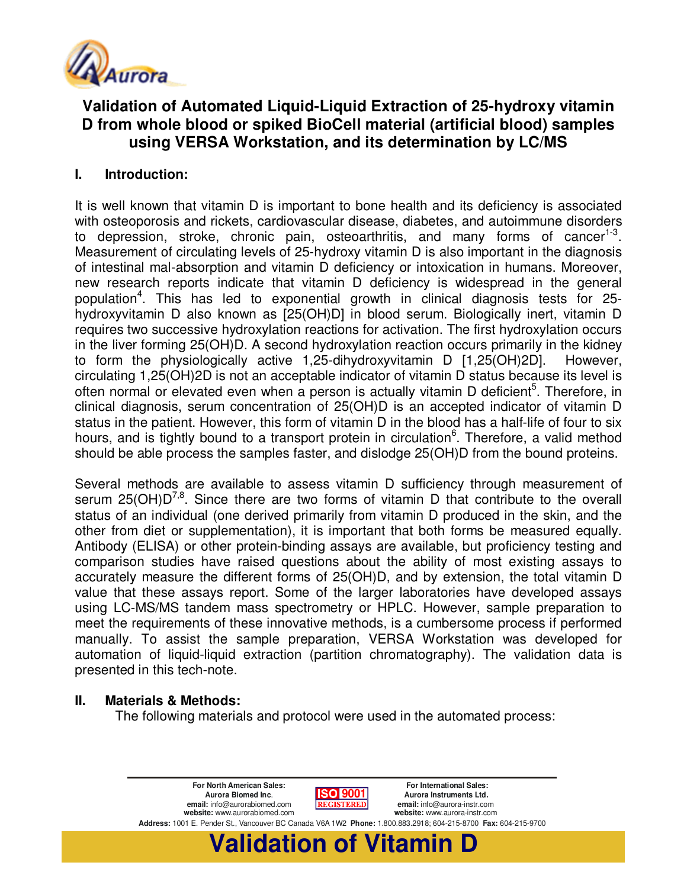# Validation of Automated Liquid-Liquid Extraction of 25-hydroxy vitamin D from whole blood or spiked BioCell material (artificial blood) samples using VERSA Workstation, and its determination by LC/MS

## I. Introduction:

It is well known that vitamin D is important to bone health and its deficiency is associated with osteoporosis and rickets, cardiovascular disease, diabetes, and autoimmune disorders to depression, stroke, chronic pain, osteoarthritis, and many forms of cancer[1-3]. Measurement of circulating levels of 25-hydroxy vitamin D is also important in the diagnosis of intestinal mal-absorption and vitamin D deficiency or intoxication in humans. Moreover, new research reports indicate that vitamin D deficiency is widespread in the general population[4]. This has led to exponential growth in clinical diagnosis tests for 25-hydroxyvitamin D also known as [25(OH)D] in blood serum. Biologically inert, vitamin D requires two successive hydroxylation reactions for activation. The first hydroxylation occurs in the liver forming 25(OH)D. A second hydroxylation reaction occurs primarily in the kidney to form the physiologically active 1,25-dihydroxyvitamin D [1,25(OH)2D]. However, circulating 1,25(OH)2D is not an acceptable indicator of vitamin D status because its level is often normal or elevated even when a person is actually vitamin D deficient[5]. Therefore, in clinical diagnosis, serum concentration of 25(OH)D is an accepted indicator of vitamin D status in the patient. However, this form of vitamin D in the blood has a half-life of four to six hours, and is tightly bound to a transport protein in circulation[6]. Therefore, a valid method should be able process the samples faster, and dislodge 25(OH)D from the bound proteins.

Several methods are available to assess vitamin D sufficiency through measurement of serum 25(OH)D[7,8]. Since there are two forms of vitamin D that contribute to the overall status of an individual (one derived primarily from vitamin D produced in the skin, and the other from diet or supplementation), it is important that both forms be measured equally. Antibody (ELISA) or other protein-binding assays are available, but proficiency testing and comparison studies have raised questions about the ability of most existing assays to accurately measure the different forms of 25(OH)D, and by extension, the total vitamin D value that these assays report. Some of the larger laboratories have developed assays using LC-MS/MS tandem mass spectrometry or HPLC. However, sample preparation to meet the requirements of these innovative methods, is a cumbersome process if performed manually. To assist the sample preparation, VERSA Workstation was developed for automation of liquid-liquid extraction (partition chromatography). The validation data is presented in this tech-note.

## II. Materials & Methods:

The following materials and protocol were used in the automated process: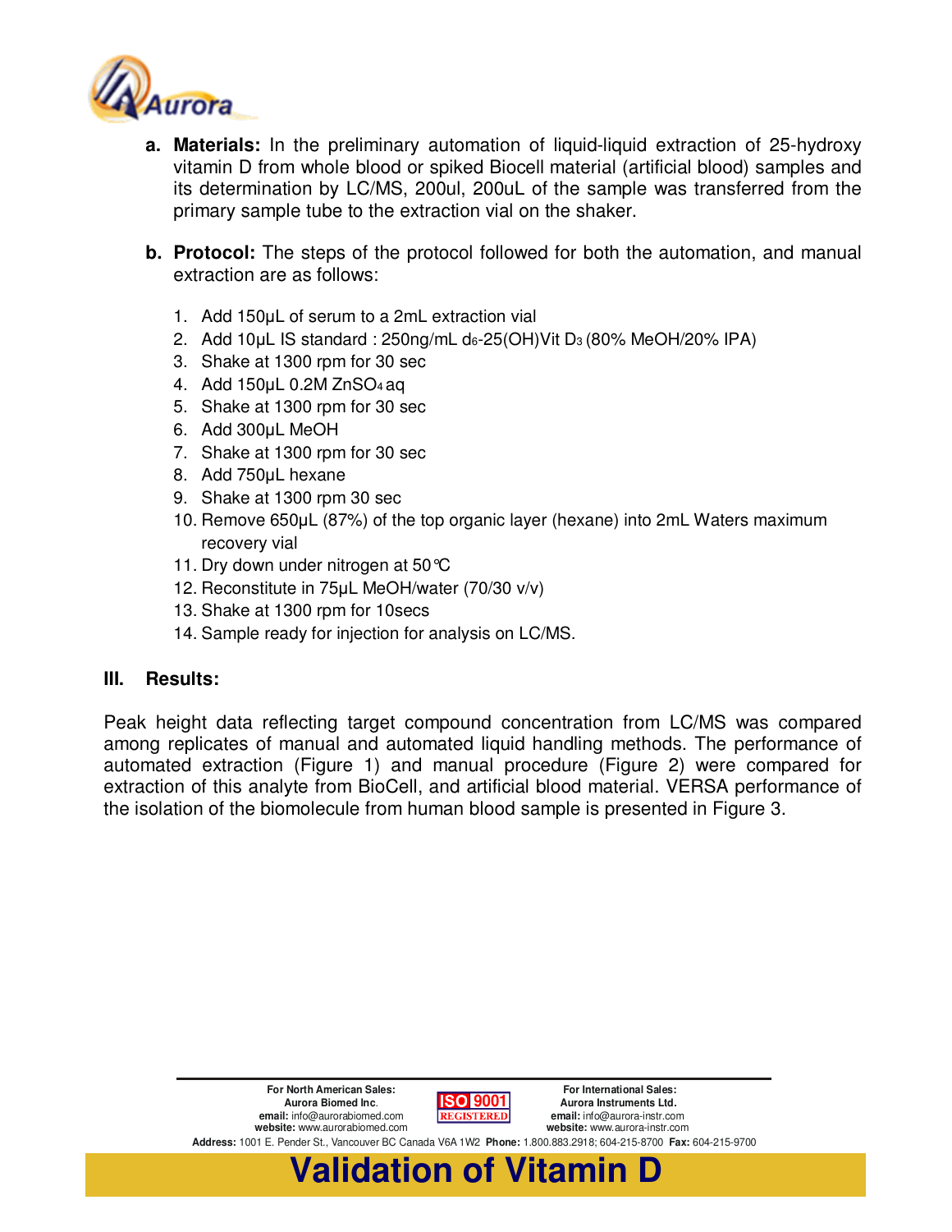a. **Materials:** In the preliminary automation of liquid-liquid extraction of 25-hydroxy vitamin D from whole blood or spiked Biocell material (artificial blood) samples and its determination by LC/MS, 200ul, 200uL of the sample was transferred from the primary sample tube to the extraction vial on the shaker.

b. **Protocol:** The steps of the protocol followed for both the automation, and manual extraction are as follows:

1. Add 150µL of serum to a 2mL extraction vial
2. Add 10µL IS standard : 250ng/mL $d_6$-25(OH)Vit $D_3$ (80% MeOH/20% IPA)
3. Shake at 1300 rpm for 30 sec
4. Add 150µL 0.2M $ZnSO_4$ aq
5. Shake at 1300 rpm for 30 sec
6. Add 300µL MeOH
7. Shake at 1300 rpm for 30 sec
8. Add 750µL hexane
9. Shake at 1300 rpm 30 sec
10. Remove 650µL (87%) of the top organic layer (hexane) into 2mL Waters maximum recovery vial
11. Dry down under nitrogen at 50℃
12. Reconstitute in 75µL MeOH/water (70/30 v/v)
13. Shake at 1300 rpm for 10secs
14. Sample ready for injection for analysis on LC/MS.

## III. Results:

Peak height data reflecting target compound concentration from LC/MS was compared among replicates of manual and automated liquid handling methods. The performance of automated extraction (Figure 1) and manual procedure (Figure 2) were compared for extraction of this analyte from BioCell, and artificial blood material. VERSA performance of the isolation of the biomolecule from human blood sample is presented in Figure 3.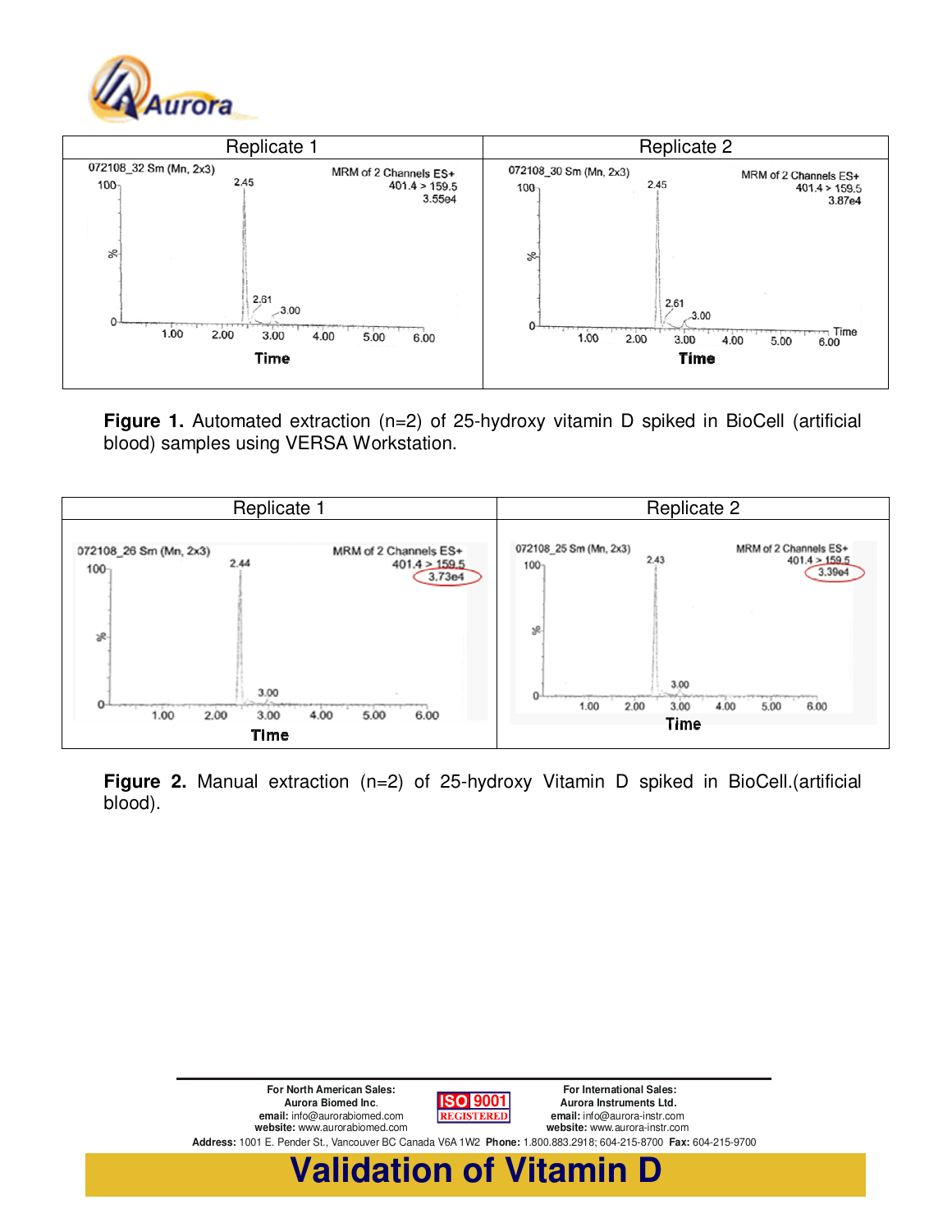| Replicate 1 | Replicate 2 |
| --- | --- |
| | |

**Figure 1.** Automated extraction (n=2) of 25-hydroxy vitamin D spiked in BioCell (artificial blood) samples using VERSA Workstation.

| Replicate 1 | Replicate 2 |
| --- | --- |
| | |

**Figure 2.** Manual extraction (n=2) of 25-hydroxy Vitamin D spiked in BioCell.(artificial blood).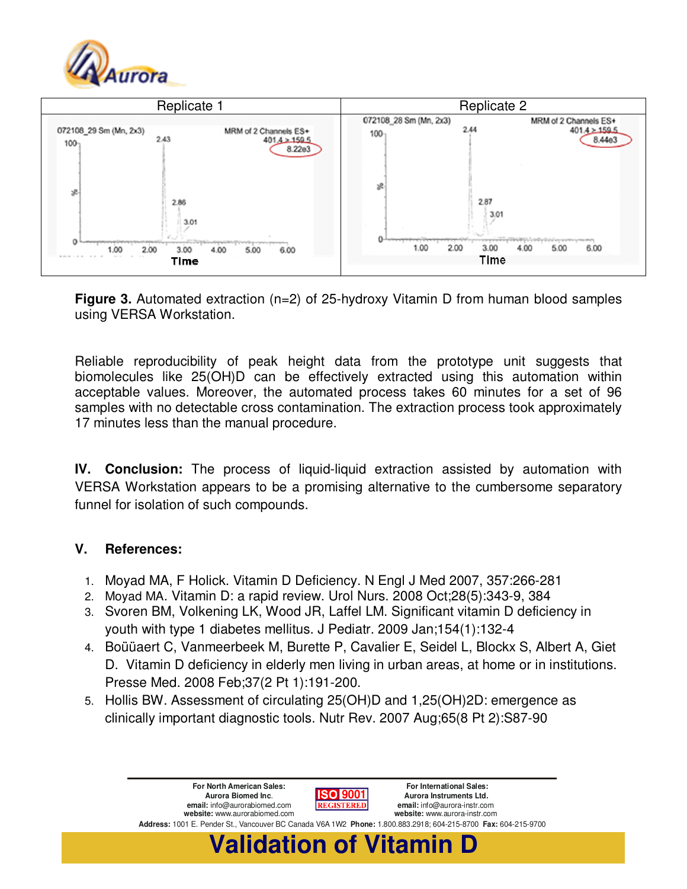| Replicate 1 | Replicate 2 |
| --- | --- |
| 072108_29 Sm (Mn, 2x3) MRM of 2 Channels ES+ 401.4 > 159.5 8.22e3 | 072108_28 Sm (Mn, 2x3) MRM of 2 Channels ES+ 401.4 > 159.5 8.44e3 |

**Figure 3.** Automated extraction (n=2) of 25-hydroxy Vitamin D from human blood samples using VERSA Workstation.

Reliable reproducibility of peak height data from the prototype unit suggests that biomolecules like 25(OH)D can be effectively extracted using this automation within acceptable values. Moreover, the automated process takes 60 minutes for a set of 96 samples with no detectable cross contamination. The extraction process took approximately 17 minutes less than the manual procedure.

**IV. Conclusion:** The process of liquid-liquid extraction assisted by automation with VERSA Workstation appears to be a promising alternative to the cumbersome separatory funnel for isolation of such compounds.

## V. References:

1. Moyad MA, F Holick. Vitamin D Deficiency. N Engl J Med 2007, 357:266-281
2. Moyad MA. Vitamin D: a rapid review. Urol Nurs. 2008 Oct;28(5):343-9, 384
3. Svoren BM, Volkening LK, Wood JR, Laffel LM. Significant vitamin D deficiency in youth with type 1 diabetes mellitus. J Pediatr. 2009 Jan;154(1):132-4
4. Boüüaert C, Vanmeerbeek M, Burette P, Cavalier E, Seidel L, Blockx S, Albert A, Giet D. Vitamin D deficiency in elderly men living in urban areas, at home or in institutions. Presse Med. 2008 Feb;37(2 Pt 1):191-200.
5. Hollis BW. Assessment of circulating 25(OH)D and 1,25(OH)2D: emergence as clinically important diagnostic tools. Nutr Rev. 2007 Aug;65(8 Pt 2):S87-90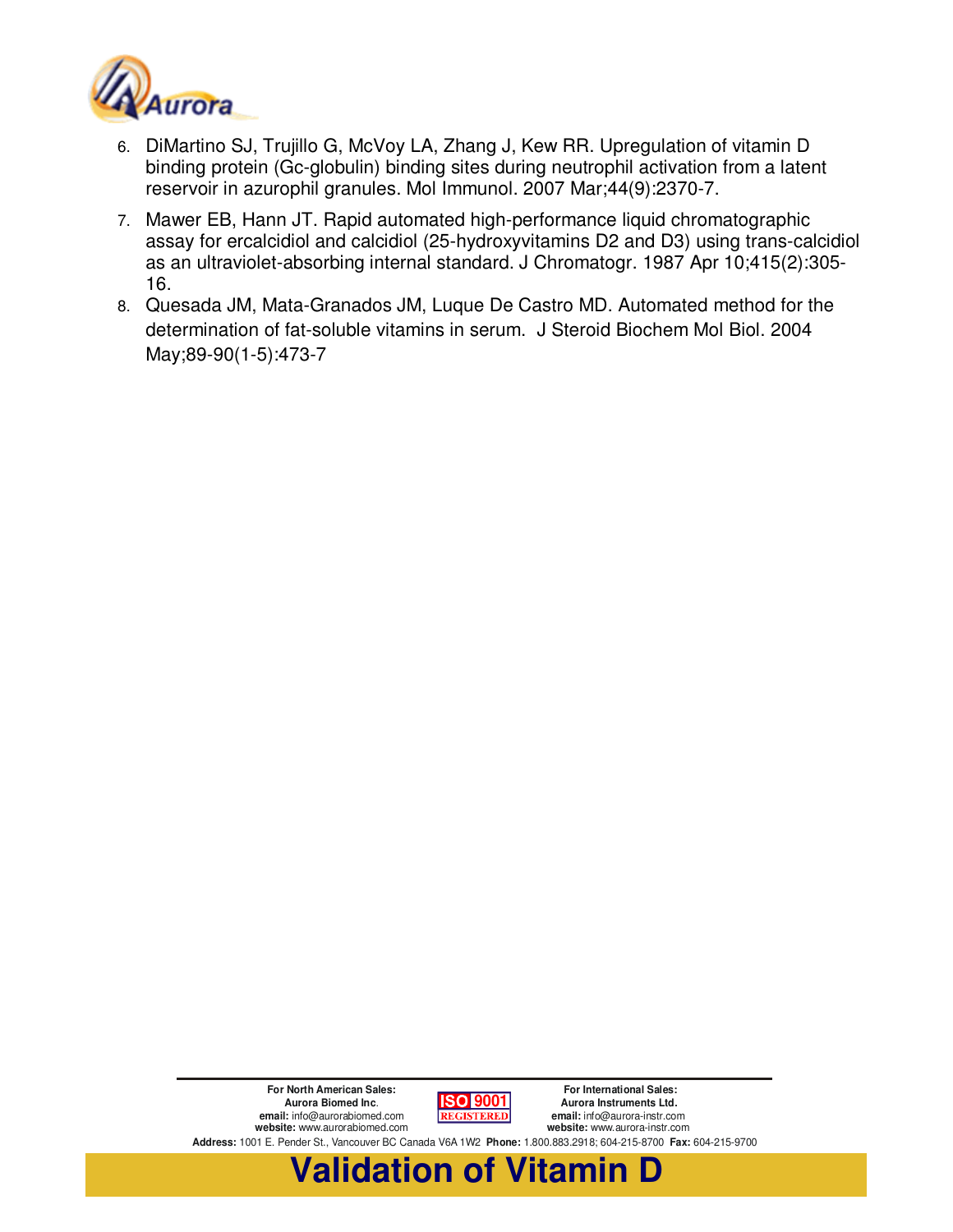6. DiMartino SJ, Trujillo G, McVoy LA, Zhang J, Kew RR. Upregulation of vitamin D binding protein (Gc-globulin) binding sites during neutrophil activation from a latent reservoir in azurophil granules. Mol Immunol. 2007 Mar;44(9):2370-7.
7. Mawer EB, Hann JT. Rapid automated high-performance liquid chromatographic assay for ercalcidiol and calcidiol (25-hydroxyvitamins D2 and D3) using trans-calcidiol as an ultraviolet-absorbing internal standard. J Chromatogr. 1987 Apr 10;415(2):305-16.
8. Quesada JM, Mata-Granados JM, Luque De Castro MD. Automated method for the determination of fat-soluble vitamins in serum. J Steroid Biochem Mol Biol. 2004 May;89-90(1-5):473-7